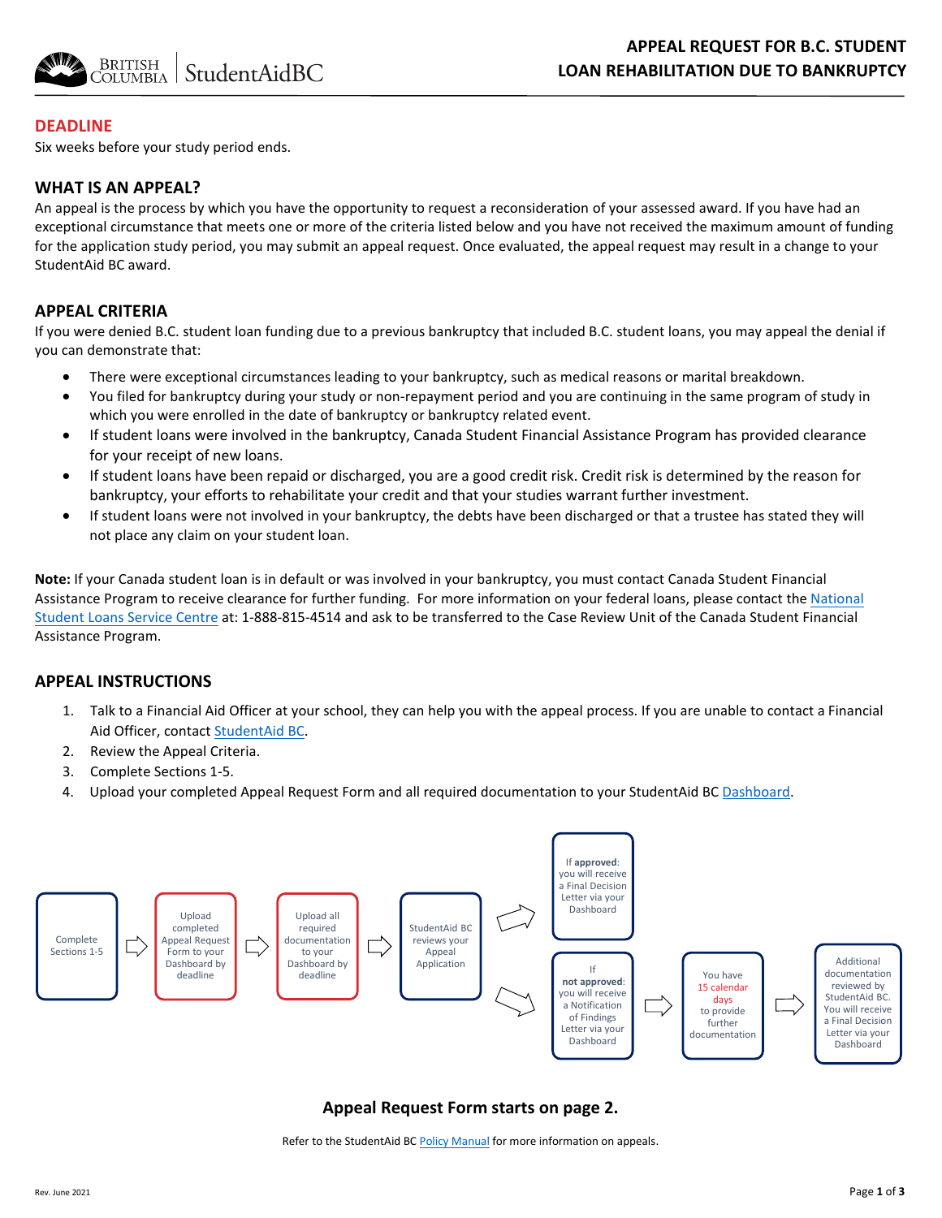# APPEAL REQUEST FOR B.C. STUDENT LOAN REHABILITATION DUE TO BANKRUPTCY

## DEADLINE

Six weeks before your study period ends.

## WHAT IS AN APPEAL?

An appeal is the process by which you have the opportunity to request a reconsideration of your assessed award. If you have had an exceptional circumstance that meets one or more of the criteria listed below and you have not received the maximum amount of funding for the application study period, you may submit an appeal request. Once evaluated, the appeal request may result in a change to your StudentAid BC award.

## APPEAL CRITERIA

If you were denied B.C. student loan funding due to a previous bankruptcy that included B.C. student loans, you may appeal the denial if you can demonstrate that:

- There were exceptional circumstances leading to your bankruptcy, such as medical reasons or marital breakdown.
- You filed for bankruptcy during your study or non-repayment period and you are continuing in the same program of study in which you were enrolled in the date of bankruptcy or bankruptcy related event.
- If student loans were involved in the bankruptcy, Canada Student Financial Assistance Program has provided clearance for your receipt of new loans.
- If student loans have been repaid or discharged, you are a good credit risk. Credit risk is determined by the reason for bankruptcy, your efforts to rehabilitate your credit and that your studies warrant further investment.
- If student loans were not involved in your bankruptcy, the debts have been discharged or that a trustee has stated they will not place any claim on your student loan.

**Note:** If your Canada student loan is in default or was involved in your bankruptcy, you must contact Canada Student Financial Assistance Program to receive clearance for further funding. For more information on your federal loans, please contact the National Student Loans Service Centre at: 1-888-815-4514 and ask to be transferred to the Case Review Unit of the Canada Student Financial Assistance Program.

## APPEAL INSTRUCTIONS

1. Talk to a Financial Aid Officer at your school, they can help you with the appeal process. If you are unable to contact a Financial Aid Officer, contact StudentAid BC.
2. Review the Appeal Criteria.
3. Complete Sections 1-5.
4. Upload your completed Appeal Request Form and all required documentation to your StudentAid BC Dashboard.

Complete Sections 1-5 → Upload completed Appeal Request Form to your Dashboard by deadline → Upload all required documentation to your Dashboard by deadline → StudentAid BC reviews your Appeal Application →

- If **approved**: you will receive a Final Decision Letter via your Dashboard
- If **not approved**: you will receive a Notification of Findings Letter via your Dashboard → You have 15 calendar days to provide further documentation → Additional documentation reviewed by StudentAid BC. You will receive a Final Decision Letter via your Dashboard

**Appeal Request Form starts on page 2.**

Refer to the StudentAid BC Policy Manual for more information on appeals.

Rev. June 2021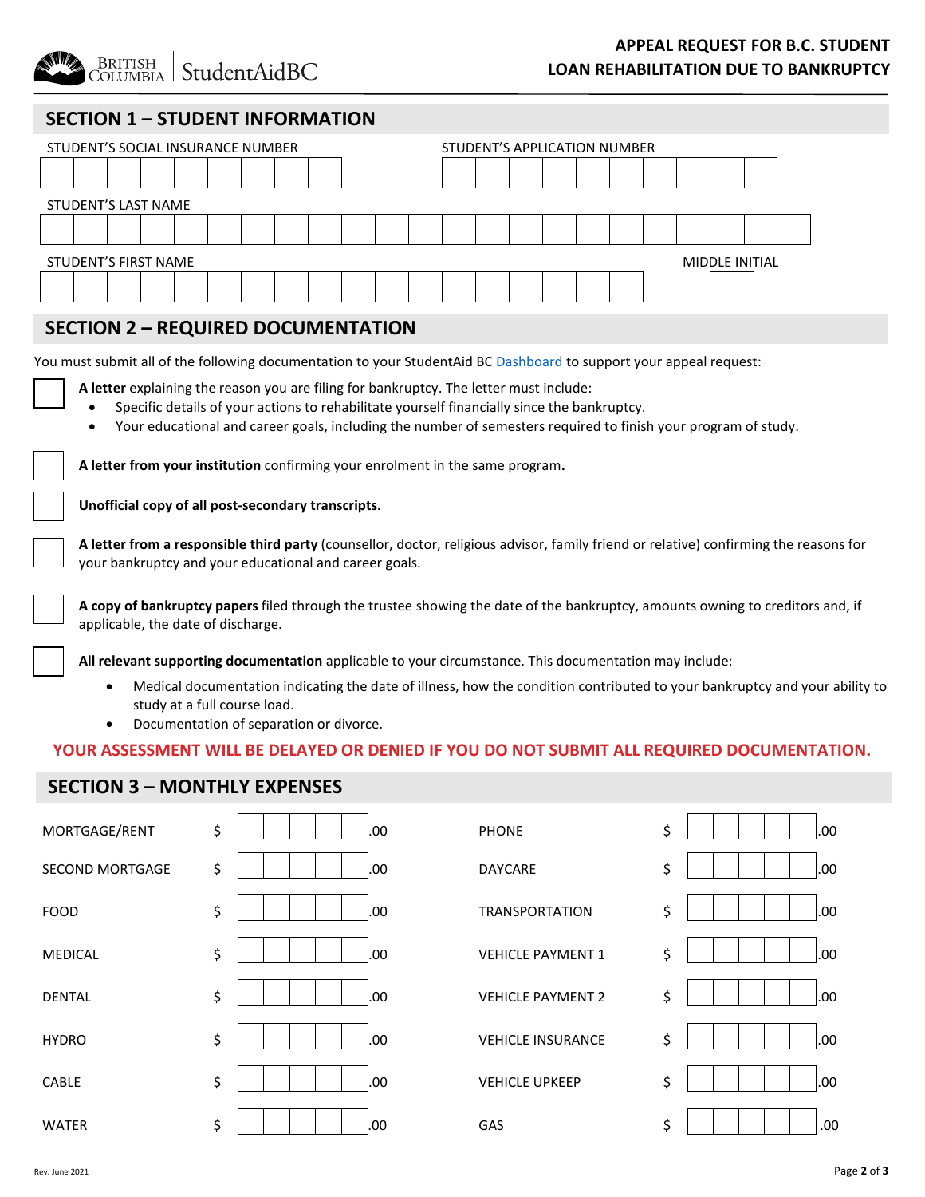# APPEAL REQUEST FOR B.C. STUDENT LOAN REHABILITATION DUE TO BANKRUPTCY

## SECTION 1 – STUDENT INFORMATION

STUDENT'S SOCIAL INSURANCE NUMBER

STUDENT'S APPLICATION NUMBER

STUDENT'S LAST NAME

STUDENT'S FIRST NAME

MIDDLE INITIAL

## SECTION 2 – REQUIRED DOCUMENTATION

You must submit all of the following documentation to your StudentAid BC Dashboard to support your appeal request:

☐ **A letter** explaining the reason you are filing for bankruptcy. The letter must include:
- Specific details of your actions to rehabilitate yourself financially since the bankruptcy.
- Your educational and career goals, including the number of semesters required to finish your program of study.

☐ **A letter from your institution** confirming your enrolment in the same program**.**

☐ **Unofficial copy of all post-secondary transcripts.**

☐ **A letter from a responsible third party** (counsellor, doctor, religious advisor, family friend or relative) confirming the reasons for your bankruptcy and your educational and career goals.

☐ **A copy of bankruptcy papers** filed through the trustee showing the date of the bankruptcy, amounts owning to creditors and, if applicable, the date of discharge.

☐ **All relevant supporting documentation** applicable to your circumstance. This documentation may include:
- Medical documentation indicating the date of illness, how the condition contributed to your bankruptcy and your ability to study at a full course load.
- Documentation of separation or divorce.

**YOUR ASSESSMENT WILL BE DELAYED OR DENIED IF YOU DO NOT SUBMIT ALL REQUIRED DOCUMENTATION.**

## SECTION 3 – MONTHLY EXPENSES

| | | | |
|---|---|---|---|
| MORTGAGE/RENT | $ .00 | PHONE | $ .00 |
| SECOND MORTGAGE | $ .00 | DAYCARE | $ .00 |
| FOOD | $ .00 | TRANSPORTATION | $ .00 |
| MEDICAL | $ .00 | VEHICLE PAYMENT 1 | $ .00 |
| DENTAL | $ .00 | VEHICLE PAYMENT 2 | $ .00 |
| HYDRO | $ .00 | VEHICLE INSURANCE | $ .00 |
| CABLE | $ .00 | VEHICLE UPKEEP | $ .00 |
| WATER | $ .00 | GAS | $ .00 |

Rev. June 2021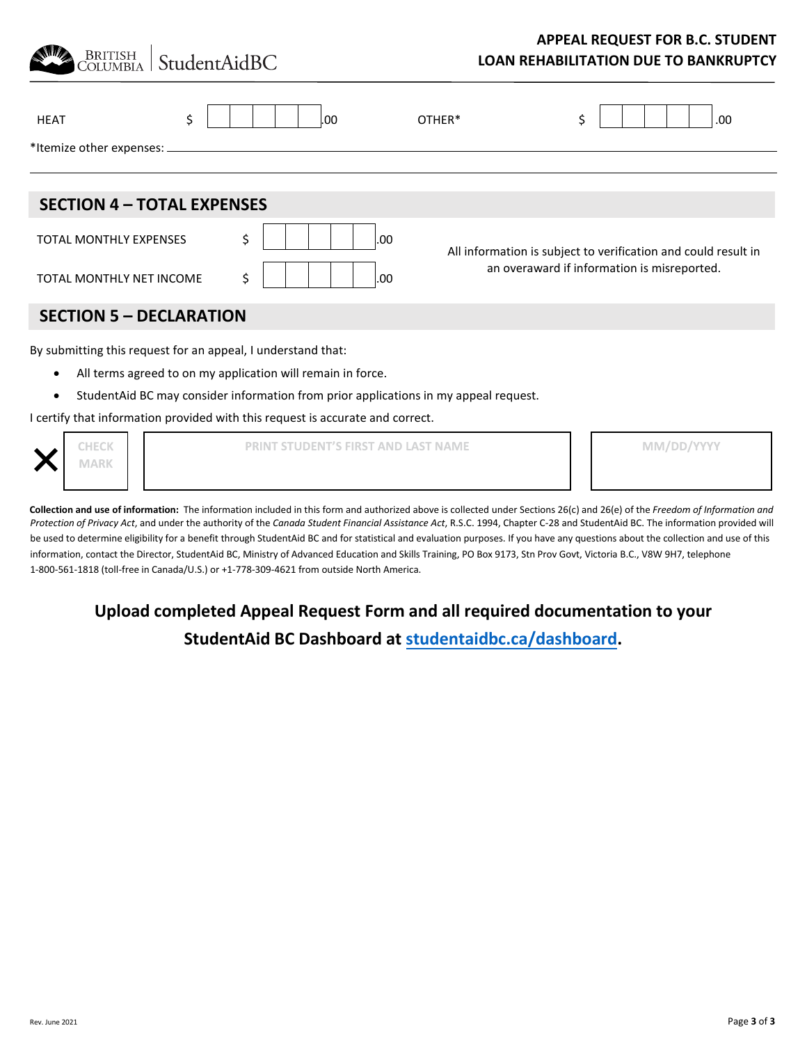HEAT $ .00 | OTHER* $ .00

*Itemize other expenses:

## SECTION 4 – TOTAL EXPENSES

TOTAL MONTHLY EXPENSES $ .00

TOTAL MONTHLY NET INCOME $ .00

All information is subject to verification and could result in an overaward if information is misreported.

## SECTION 5 – DECLARATION

By submitting this request for an appeal, I understand that:

- All terms agreed to on my application will remain in force.
- StudentAid BC may consider information from prior applications in my appeal request.

I certify that information provided with this request is accurate and correct.

✕ CHECK MARK | PRINT STUDENT'S FIRST AND LAST NAME | MM/DD/YYYY

**Collection and use of information:** The information included in this form and authorized above is collected under Sections 26(c) and 26(e) of the *Freedom of Information and Protection of Privacy Act*, and under the authority of the *Canada Student Financial Assistance Act*, R.S.C. 1994, Chapter C-28 and StudentAid BC. The information provided will be used to determine eligibility for a benefit through StudentAid BC and for statistical and evaluation purposes. If you have any questions about the collection and use of this information, contact the Director, StudentAid BC, Ministry of Advanced Education and Skills Training, PO Box 9173, Stn Prov Govt, Victoria B.C., V8W 9H7, telephone 1-800-561-1818 (toll-free in Canada/U.S.) or +1-778-309-4621 from outside North America.

**Upload completed Appeal Request Form and all required documentation to your StudentAid BC Dashboard at studentaidbc.ca/dashboard.**

Rev. June 2021